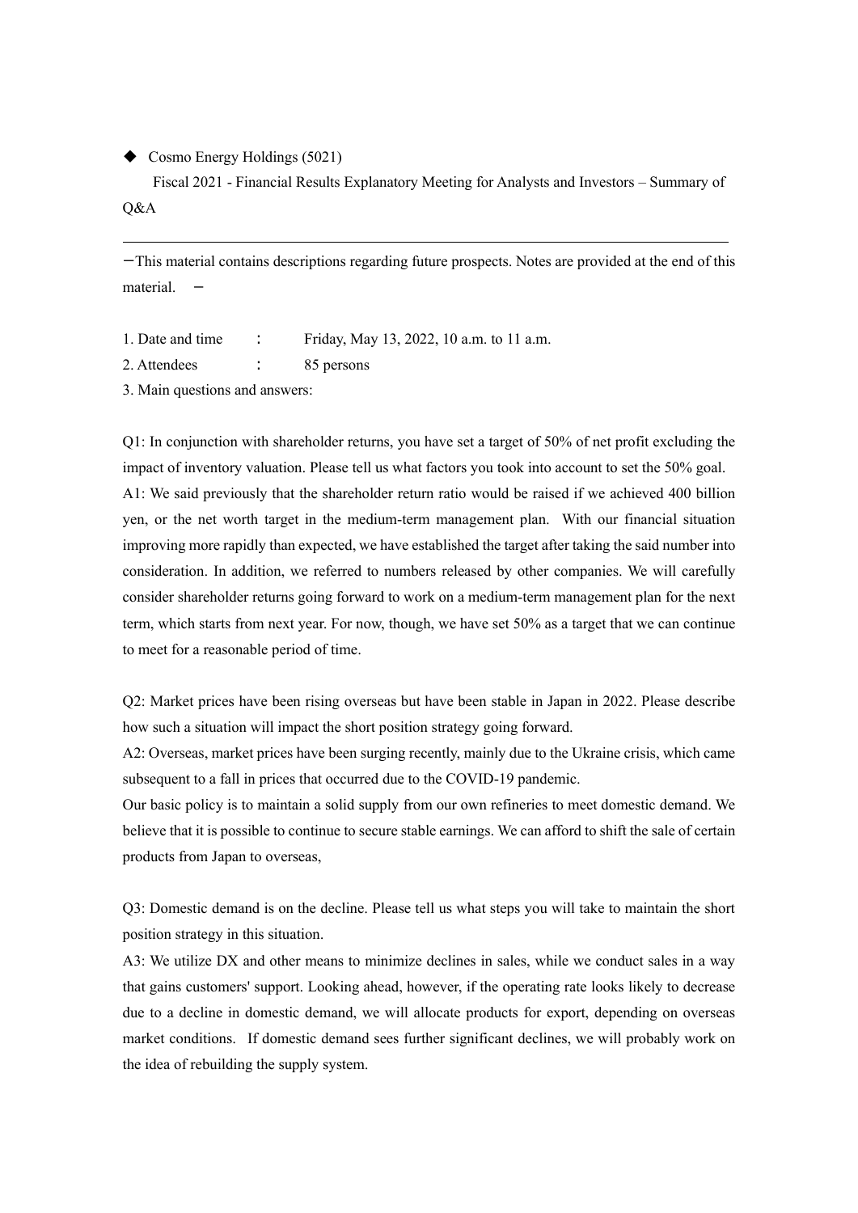◆ Cosmo Energy Holdings (5021)

Fiscal 2021 - Financial Results Explanatory Meeting for Analysts and Investors – Summary of Q&A

---

－This material contains descriptions regarding future prospects. Notes are provided at the end of this material. －

1. Date and time ： Friday, May 13, 2022, 10 a.m. to 11 a.m.
2. Attendees ： 85 persons
3. Main questions and answers:

Q1: In conjunction with shareholder returns, you have set a target of 50% of net profit excluding the impact of inventory valuation. Please tell us what factors you took into account to set the 50% goal.

A1: We said previously that the shareholder return ratio would be raised if we achieved 400 billion yen, or the net worth target in the medium-term management plan. With our financial situation improving more rapidly than expected, we have established the target after taking the said number into consideration. In addition, we referred to numbers released by other companies. We will carefully consider shareholder returns going forward to work on a medium-term management plan for the next term, which starts from next year. For now, though, we have set 50% as a target that we can continue to meet for a reasonable period of time.

Q2: Market prices have been rising overseas but have been stable in Japan in 2022. Please describe how such a situation will impact the short position strategy going forward.

A2: Overseas, market prices have been surging recently, mainly due to the Ukraine crisis, which came subsequent to a fall in prices that occurred due to the COVID-19 pandemic.

Our basic policy is to maintain a solid supply from our own refineries to meet domestic demand. We believe that it is possible to continue to secure stable earnings. We can afford to shift the sale of certain products from Japan to overseas,

Q3: Domestic demand is on the decline. Please tell us what steps you will take to maintain the short position strategy in this situation.

A3: We utilize DX and other means to minimize declines in sales, while we conduct sales in a way that gains customers' support. Looking ahead, however, if the operating rate looks likely to decrease due to a decline in domestic demand, we will allocate products for export, depending on overseas market conditions. If domestic demand sees further significant declines, we will probably work on the idea of rebuilding the supply system.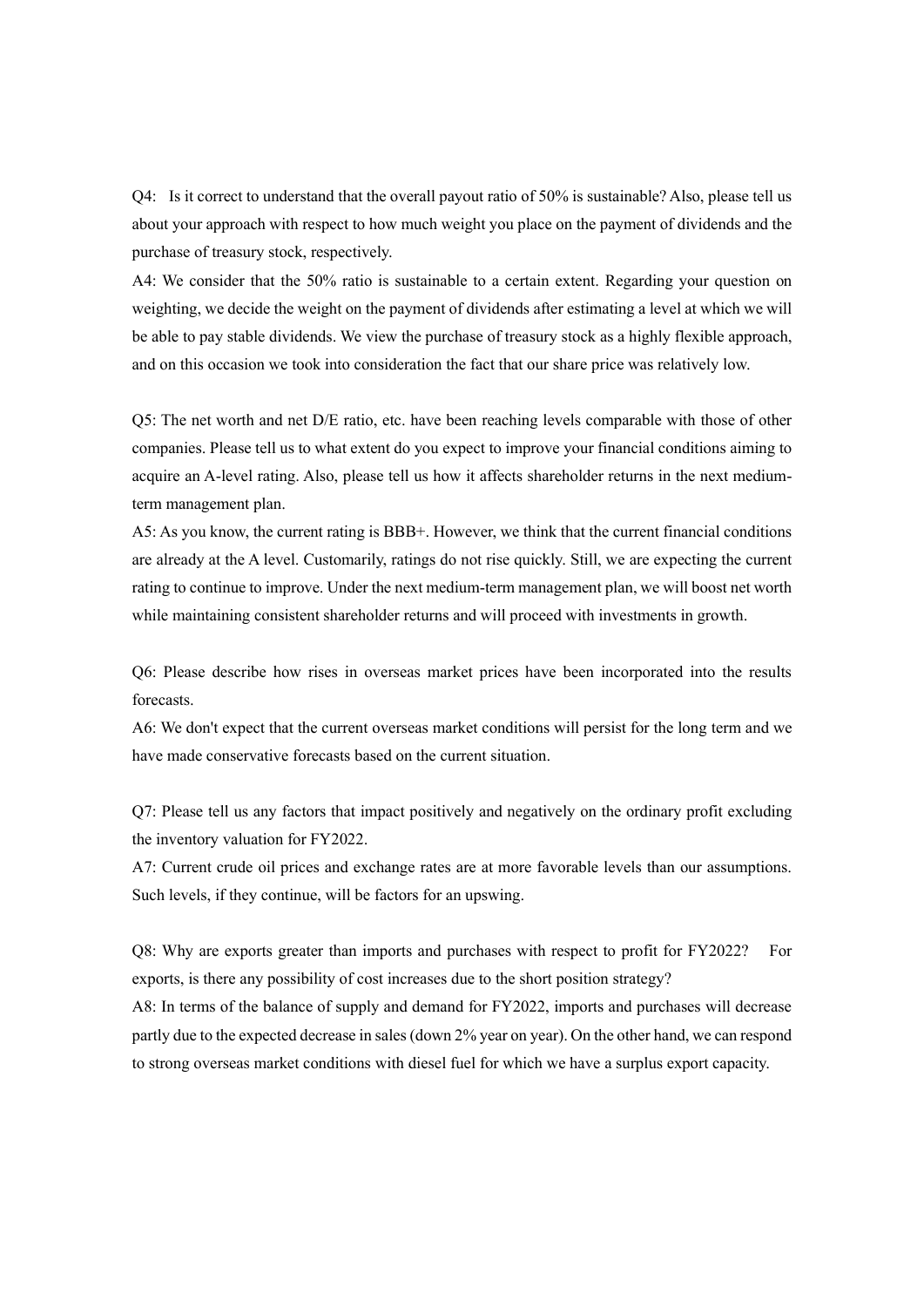Q4: Is it correct to understand that the overall payout ratio of 50% is sustainable? Also, please tell us about your approach with respect to how much weight you place on the payment of dividends and the purchase of treasury stock, respectively.

A4: We consider that the 50% ratio is sustainable to a certain extent. Regarding your question on weighting, we decide the weight on the payment of dividends after estimating a level at which we will be able to pay stable dividends. We view the purchase of treasury stock as a highly flexible approach, and on this occasion we took into consideration the fact that our share price was relatively low.

Q5: The net worth and net D/E ratio, etc. have been reaching levels comparable with those of other companies. Please tell us to what extent do you expect to improve your financial conditions aiming to acquire an A-level rating. Also, please tell us how it affects shareholder returns in the next medium-term management plan.

A5: As you know, the current rating is BBB+. However, we think that the current financial conditions are already at the A level. Customarily, ratings do not rise quickly. Still, we are expecting the current rating to continue to improve. Under the next medium-term management plan, we will boost net worth while maintaining consistent shareholder returns and will proceed with investments in growth.

Q6: Please describe how rises in overseas market prices have been incorporated into the results forecasts.

A6: We don't expect that the current overseas market conditions will persist for the long term and we have made conservative forecasts based on the current situation.

Q7: Please tell us any factors that impact positively and negatively on the ordinary profit excluding the inventory valuation for FY2022.

A7: Current crude oil prices and exchange rates are at more favorable levels than our assumptions. Such levels, if they continue, will be factors for an upswing.

Q8: Why are exports greater than imports and purchases with respect to profit for FY2022? For exports, is there any possibility of cost increases due to the short position strategy?

A8: In terms of the balance of supply and demand for FY2022, imports and purchases will decrease partly due to the expected decrease in sales (down 2% year on year). On the other hand, we can respond to strong overseas market conditions with diesel fuel for which we have a surplus export capacity.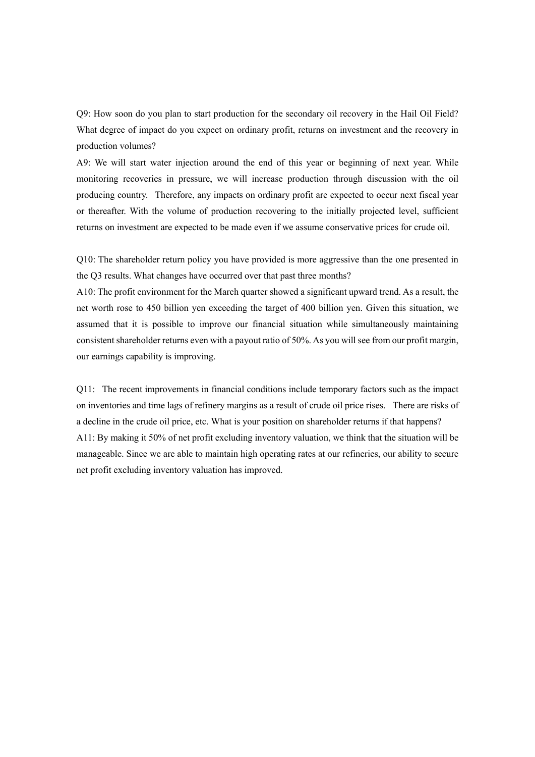Q9: How soon do you plan to start production for the secondary oil recovery in the Hail Oil Field? What degree of impact do you expect on ordinary profit, returns on investment and the recovery in production volumes?

A9: We will start water injection around the end of this year or beginning of next year. While monitoring recoveries in pressure, we will increase production through discussion with the oil producing country. Therefore, any impacts on ordinary profit are expected to occur next fiscal year or thereafter. With the volume of production recovering to the initially projected level, sufficient returns on investment are expected to be made even if we assume conservative prices for crude oil.

Q10: The shareholder return policy you have provided is more aggressive than the one presented in the Q3 results. What changes have occurred over that past three months?

A10: The profit environment for the March quarter showed a significant upward trend. As a result, the net worth rose to 450 billion yen exceeding the target of 400 billion yen. Given this situation, we assumed that it is possible to improve our financial situation while simultaneously maintaining consistent shareholder returns even with a payout ratio of 50%. As you will see from our profit margin, our earnings capability is improving.

Q11: The recent improvements in financial conditions include temporary factors such as the impact on inventories and time lags of refinery margins as a result of crude oil price rises. There are risks of a decline in the crude oil price, etc. What is your position on shareholder returns if that happens?

A11: By making it 50% of net profit excluding inventory valuation, we think that the situation will be manageable. Since we are able to maintain high operating rates at our refineries, our ability to secure net profit excluding inventory valuation has improved.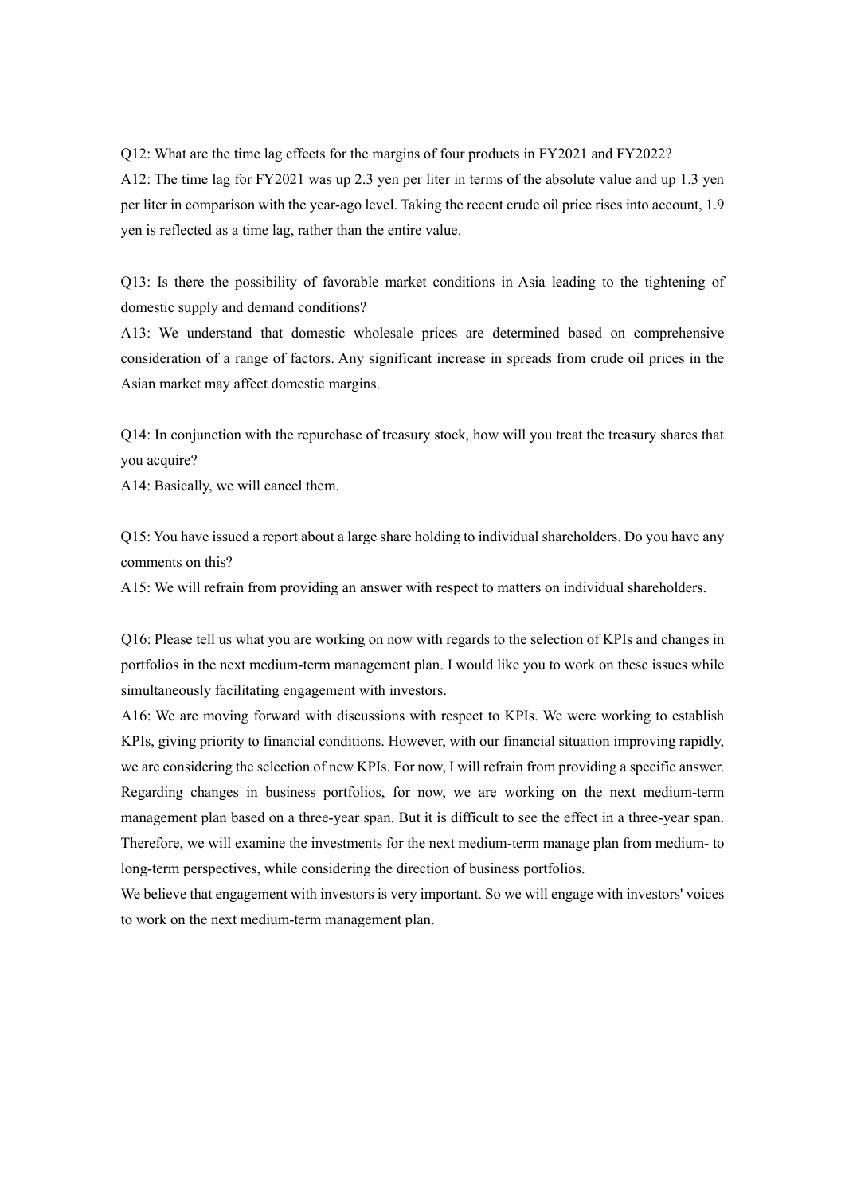Q12: What are the time lag effects for the margins of four products in FY2021 and FY2022?

A12: The time lag for FY2021 was up 2.3 yen per liter in terms of the absolute value and up 1.3 yen per liter in comparison with the year-ago level. Taking the recent crude oil price rises into account, 1.9 yen is reflected as a time lag, rather than the entire value.

Q13: Is there the possibility of favorable market conditions in Asia leading to the tightening of domestic supply and demand conditions?

A13: We understand that domestic wholesale prices are determined based on comprehensive consideration of a range of factors. Any significant increase in spreads from crude oil prices in the Asian market may affect domestic margins.

Q14: In conjunction with the repurchase of treasury stock, how will you treat the treasury shares that you acquire?

A14: Basically, we will cancel them.

Q15: You have issued a report about a large share holding to individual shareholders. Do you have any comments on this?

A15: We will refrain from providing an answer with respect to matters on individual shareholders.

Q16: Please tell us what you are working on now with regards to the selection of KPIs and changes in portfolios in the next medium-term management plan. I would like you to work on these issues while simultaneously facilitating engagement with investors.

A16: We are moving forward with discussions with respect to KPIs. We were working to establish KPIs, giving priority to financial conditions. However, with our financial situation improving rapidly, we are considering the selection of new KPIs. For now, I will refrain from providing a specific answer. Regarding changes in business portfolios, for now, we are working on the next medium-term management plan based on a three-year span. But it is difficult to see the effect in a three-year span. Therefore, we will examine the investments for the next medium-term manage plan from medium- to long-term perspectives, while considering the direction of business portfolios.

We believe that engagement with investors is very important. So we will engage with investors' voices to work on the next medium-term management plan.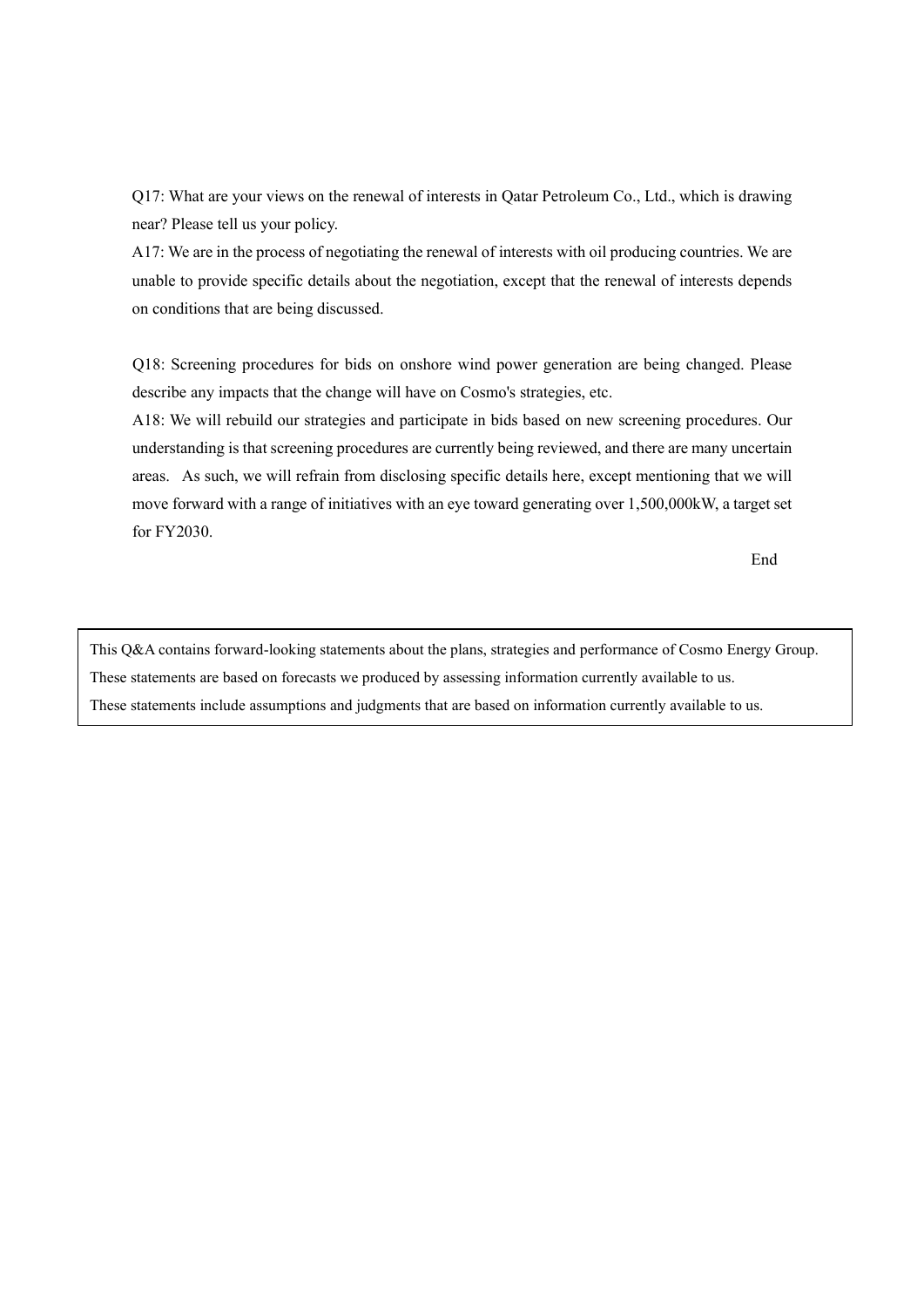Q17: What are your views on the renewal of interests in Qatar Petroleum Co., Ltd., which is drawing near? Please tell us your policy.

A17: We are in the process of negotiating the renewal of interests with oil producing countries. We are unable to provide specific details about the negotiation, except that the renewal of interests depends on conditions that are being discussed.

Q18: Screening procedures for bids on onshore wind power generation are being changed. Please describe any impacts that the change will have on Cosmo's strategies, etc.

A18: We will rebuild our strategies and participate in bids based on new screening procedures. Our understanding is that screening procedures are currently being reviewed, and there are many uncertain areas. As such, we will refrain from disclosing specific details here, except mentioning that we will move forward with a range of initiatives with an eye toward generating over 1,500,000kW, a target set for FY2030.

End

---

This Q&A contains forward-looking statements about the plans, strategies and performance of Cosmo Energy Group.
These statements are based on forecasts we produced by assessing information currently available to us.
These statements include assumptions and judgments that are based on information currently available to us.